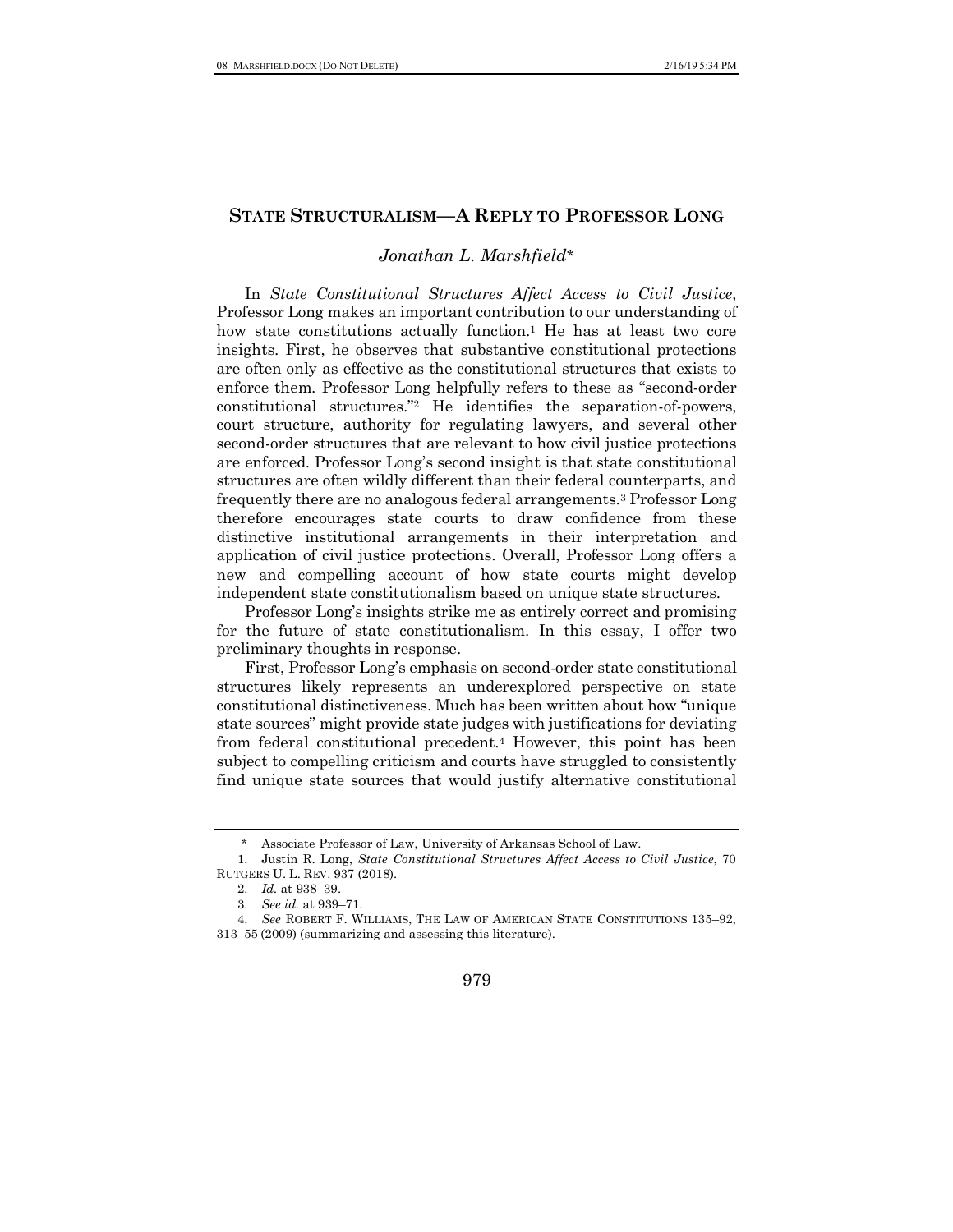# STATE STRUCTURALISM—A REPLY TO PROFESSOR LONG

*Jonathan L. Marshfield\**

In *State Constitutional Structures Affect Access to Civil Justice*, Professor Long makes an important contribution to our understanding of how state constitutions actually function.[1] He has at least two core insights. First, he observes that substantive constitutional protections are often only as effective as the constitutional structures that exists to enforce them. Professor Long helpfully refers to these as "second-order constitutional structures."[2] He identifies the separation-of-powers, court structure, authority for regulating lawyers, and several other second-order structures that are relevant to how civil justice protections are enforced. Professor Long's second insight is that state constitutional structures are often wildly different than their federal counterparts, and frequently there are no analogous federal arrangements.[3] Professor Long therefore encourages state courts to draw confidence from these distinctive institutional arrangements in their interpretation and application of civil justice protections. Overall, Professor Long offers a new and compelling account of how state courts might develop independent state constitutionalism based on unique state structures.

Professor Long's insights strike me as entirely correct and promising for the future of state constitutionalism. In this essay, I offer two preliminary thoughts in response.

First, Professor Long's emphasis on second-order state constitutional structures likely represents an underexplored perspective on state constitutional distinctiveness. Much has been written about how "unique state sources" might provide state judges with justifications for deviating from federal constitutional precedent.[4] However, this point has been subject to compelling criticism and courts have struggled to consistently find unique state sources that would justify alternative constitutional

---

\* Associate Professor of Law, University of Arkansas School of Law.

1. Justin R. Long, *State Constitutional Structures Affect Access to Civil Justice*, 70 RUTGERS U. L. REV. 937 (2018).

2. *Id.* at 938–39.

3. *See id.* at 939–71.

4. *See* ROBERT F. WILLIAMS, THE LAW OF AMERICAN STATE CONSTITUTIONS 135–92, 313–55 (2009) (summarizing and assessing this literature).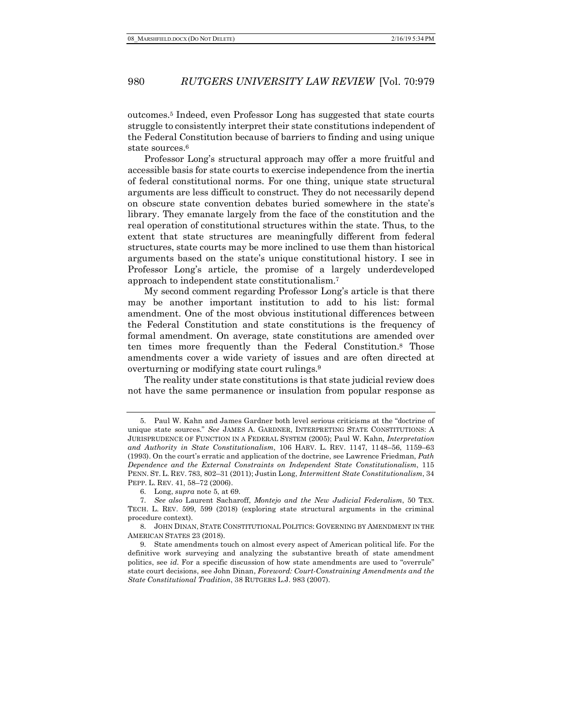outcomes.[5] Indeed, even Professor Long has suggested that state courts struggle to consistently interpret their state constitutions independent of the Federal Constitution because of barriers to finding and using unique state sources.[6]

Professor Long's structural approach may offer a more fruitful and accessible basis for state courts to exercise independence from the inertia of federal constitutional norms. For one thing, unique state structural arguments are less difficult to construct. They do not necessarily depend on obscure state convention debates buried somewhere in the state's library. They emanate largely from the face of the constitution and the real operation of constitutional structures within the state. Thus, to the extent that state structures are meaningfully different from federal structures, state courts may be more inclined to use them than historical arguments based on the state's unique constitutional history. I see in Professor Long's article, the promise of a largely underdeveloped approach to independent state constitutionalism.[7]

My second comment regarding Professor Long's article is that there may be another important institution to add to his list: formal amendment. One of the most obvious institutional differences between the Federal Constitution and state constitutions is the frequency of formal amendment. On average, state constitutions are amended over ten times more frequently than the Federal Constitution.[8] Those amendments cover a wide variety of issues and are often directed at overturning or modifying state court rulings.[9]

The reality under state constitutions is that state judicial review does not have the same permanence or insulation from popular response as

---

5. Paul W. Kahn and James Gardner both level serious criticisms at the "doctrine of unique state sources." *See* JAMES A. GARDNER, INTERPRETING STATE CONSTITUTIONS: A JURISPRUDENCE OF FUNCTION IN A FEDERAL SYSTEM (2005); Paul W. Kahn, *Interpretation and Authority in State Constitutionalism*, 106 HARV. L. REV. 1147, 1148–56, 1159–63 (1993). On the court's erratic and application of the doctrine, see Lawrence Friedman, *Path Dependence and the External Constraints on Independent State Constitutionalism*, 115 PENN. ST. L. REV. 783, 802–31 (2011); Justin Long, *Intermittent State Constitutionalism*, 34 PEPP. L. REV. 41, 58–72 (2006).

6. Long, *supra* note 5, at 69.

7. *See also* Laurent Sacharoff, *Montejo and the New Judicial Federalism*, 50 TEX. TECH. L. REV. 599, 599 (2018) (exploring state structural arguments in the criminal procedure context).

8. JOHN DINAN, STATE CONSTITUTIONAL POLITICS: GOVERNING BY AMENDMENT IN THE AMERICAN STATES 23 (2018).

9. State amendments touch on almost every aspect of American political life. For the definitive work surveying and analyzing the substantive breath of state amendment politics, see *id.* For a specific discussion of how state amendments are used to "overrule" state court decisions, see John Dinan, *Foreword: Court-Constraining Amendments and the State Constitutional Tradition*, 38 RUTGERS L.J. 983 (2007).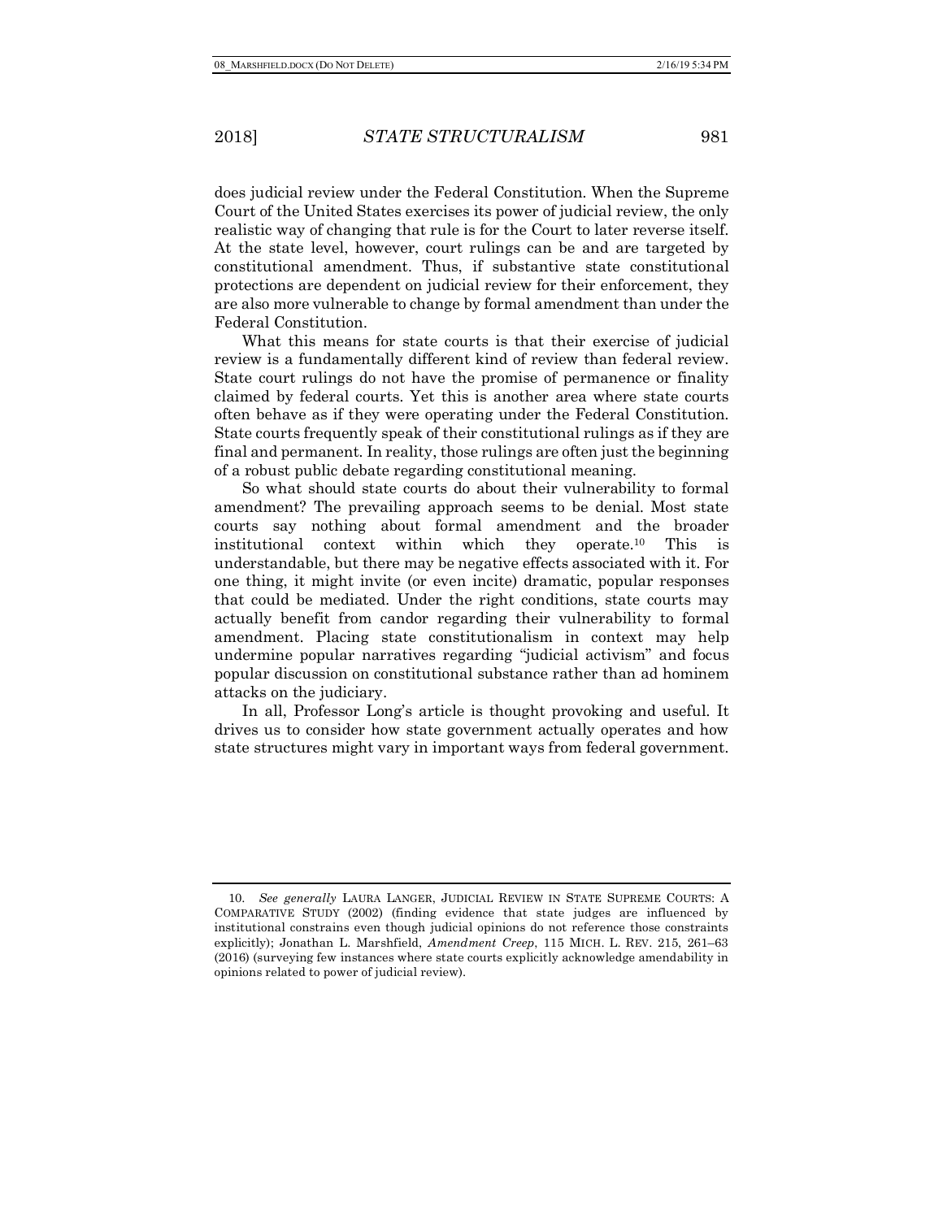does judicial review under the Federal Constitution. When the Supreme Court of the United States exercises its power of judicial review, the only realistic way of changing that rule is for the Court to later reverse itself. At the state level, however, court rulings can be and are targeted by constitutional amendment. Thus, if substantive state constitutional protections are dependent on judicial review for their enforcement, they are also more vulnerable to change by formal amendment than under the Federal Constitution.

What this means for state courts is that their exercise of judicial review is a fundamentally different kind of review than federal review. State court rulings do not have the promise of permanence or finality claimed by federal courts. Yet this is another area where state courts often behave as if they were operating under the Federal Constitution. State courts frequently speak of their constitutional rulings as if they are final and permanent. In reality, those rulings are often just the beginning of a robust public debate regarding constitutional meaning.

So what should state courts do about their vulnerability to formal amendment? The prevailing approach seems to be denial. Most state courts say nothing about formal amendment and the broader institutional context within which they operate.[10] This is understandable, but there may be negative effects associated with it. For one thing, it might invite (or even incite) dramatic, popular responses that could be mediated. Under the right conditions, state courts may actually benefit from candor regarding their vulnerability to formal amendment. Placing state constitutionalism in context may help undermine popular narratives regarding "judicial activism" and focus popular discussion on constitutional substance rather than ad hominem attacks on the judiciary.

In all, Professor Long's article is thought provoking and useful. It drives us to consider how state government actually operates and how state structures might vary in important ways from federal government.

---

10. *See generally* LAURA LANGER, JUDICIAL REVIEW IN STATE SUPREME COURTS: A COMPARATIVE STUDY (2002) (finding evidence that state judges are influenced by institutional constrains even though judicial opinions do not reference those constraints explicitly); Jonathan L. Marshfield, *Amendment Creep*, 115 MICH. L. REV. 215, 261–63 (2016) (surveying few instances where state courts explicitly acknowledge amendability in opinions related to power of judicial review).